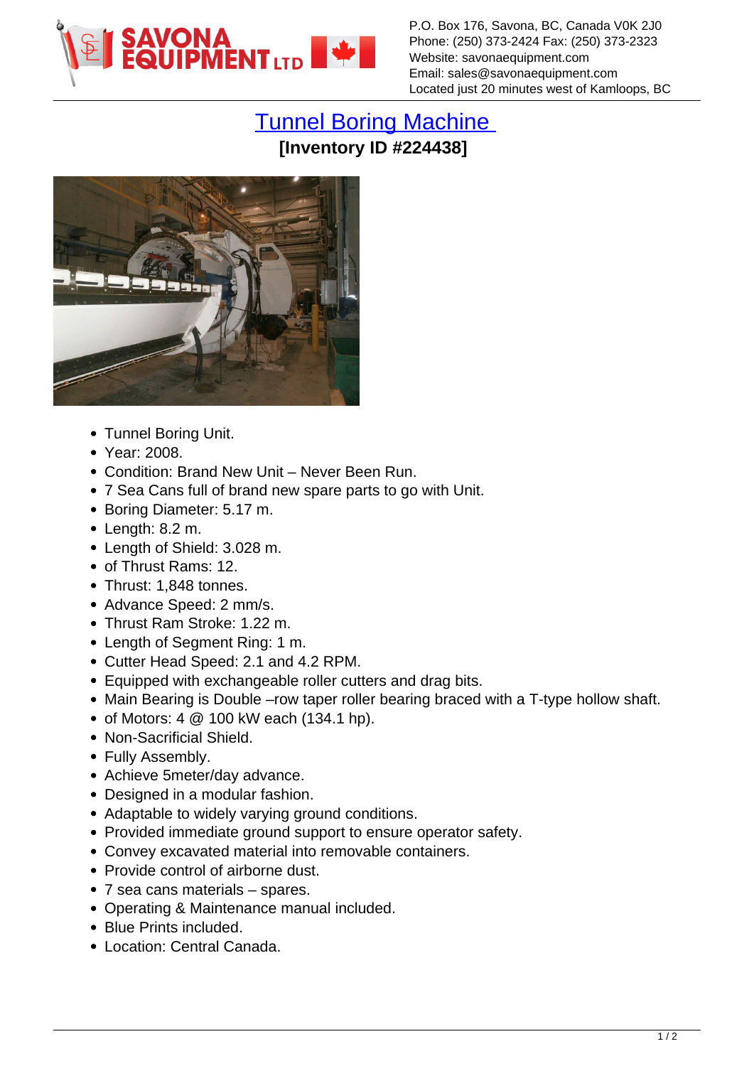P.O. Box 176, Savona, BC, Canada V0K 2J0
Phone: (250) 373-2424 Fax: (250) 373-2323
Website: savonaequipment.com
Email: sales@savonaequipment.com
Located just 20 minutes west of Kamloops, BC

# Tunnel Boring Machine

**[Inventory ID #224438]**

- Tunnel Boring Unit.
- Year: 2008.
- Condition: Brand New Unit – Never Been Run.
- 7 Sea Cans full of brand new spare parts to go with Unit.
- Boring Diameter: 5.17 m.
- Length: 8.2 m.
- Length of Shield: 3.028 m.
- of Thrust Rams: 12.
- Thrust: 1,848 tonnes.
- Advance Speed: 2 mm/s.
- Thrust Ram Stroke: 1.22 m.
- Length of Segment Ring: 1 m.
- Cutter Head Speed: 2.1 and 4.2 RPM.
- Equipped with exchangeable roller cutters and drag bits.
- Main Bearing is Double –row taper roller bearing braced with a T-type hollow shaft.
- of Motors: 4 @ 100 kW each (134.1 hp).
- Non-Sacrificial Shield.
- Fully Assembly.
- Achieve 5meter/day advance.
- Designed in a modular fashion.
- Adaptable to widely varying ground conditions.
- Provided immediate ground support to ensure operator safety.
- Convey excavated material into removable containers.
- Provide control of airborne dust.
- 7 sea cans materials – spares.
- Operating & Maintenance manual included.
- Blue Prints included.
- Location: Central Canada.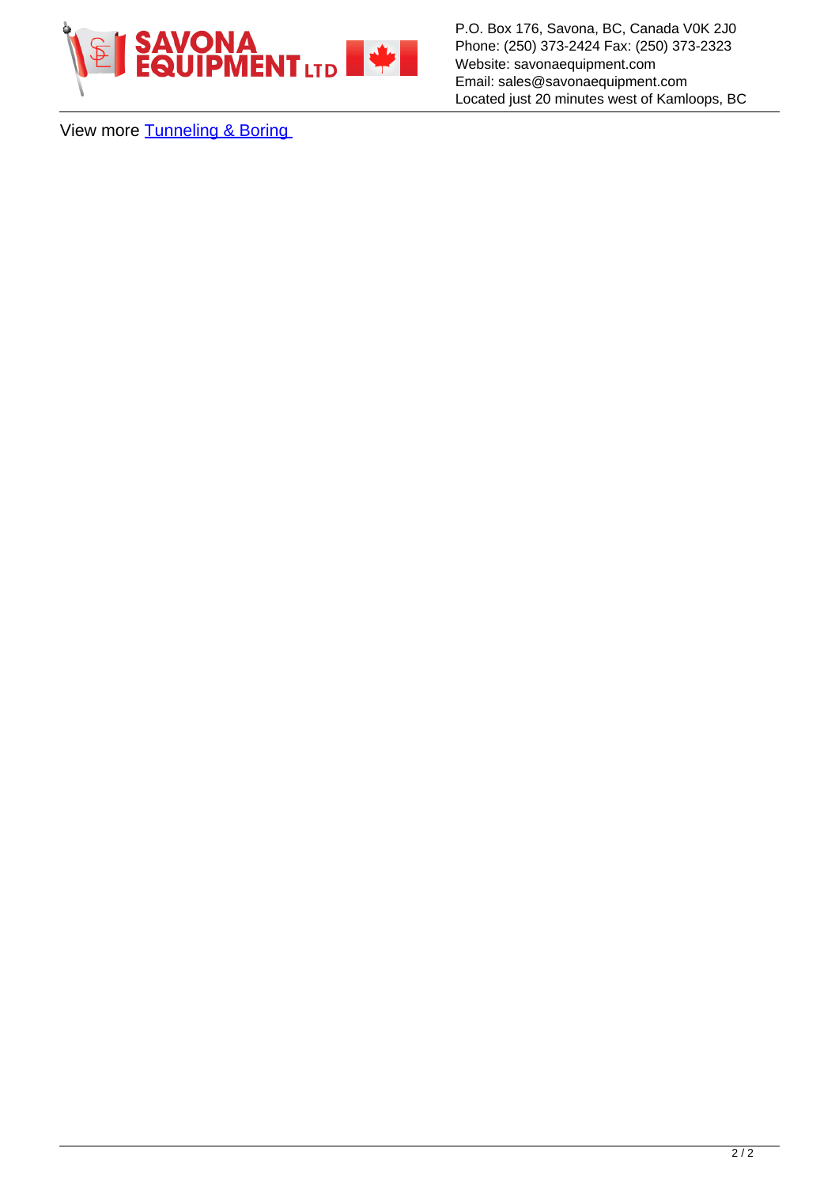View more [Tunneling & Boring ]